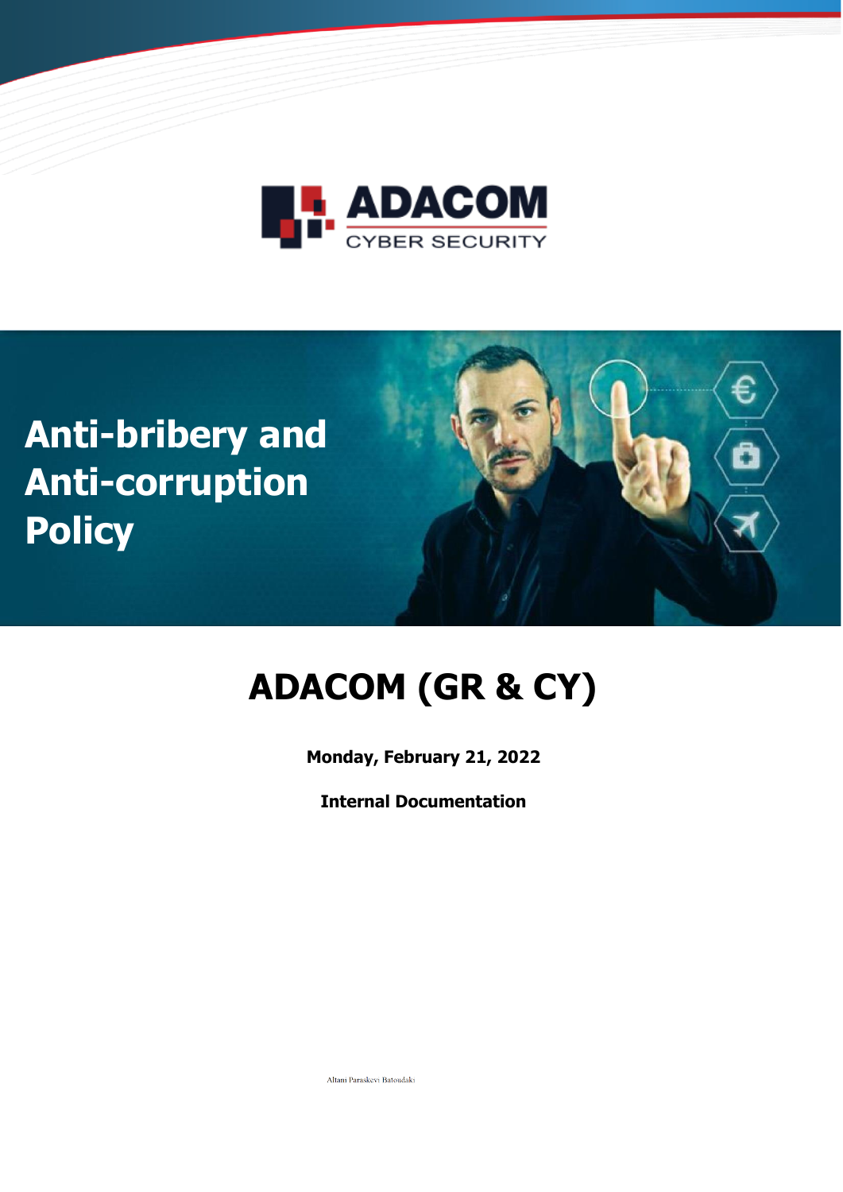ADACOM

CYBER SECURITY

# Anti-bribery and Anti-corruption Policy

# ADACOM (GR & CY)

**Monday, February 21, 2022**

**Internal Documentation**

Altani Paraskevi Batoudaki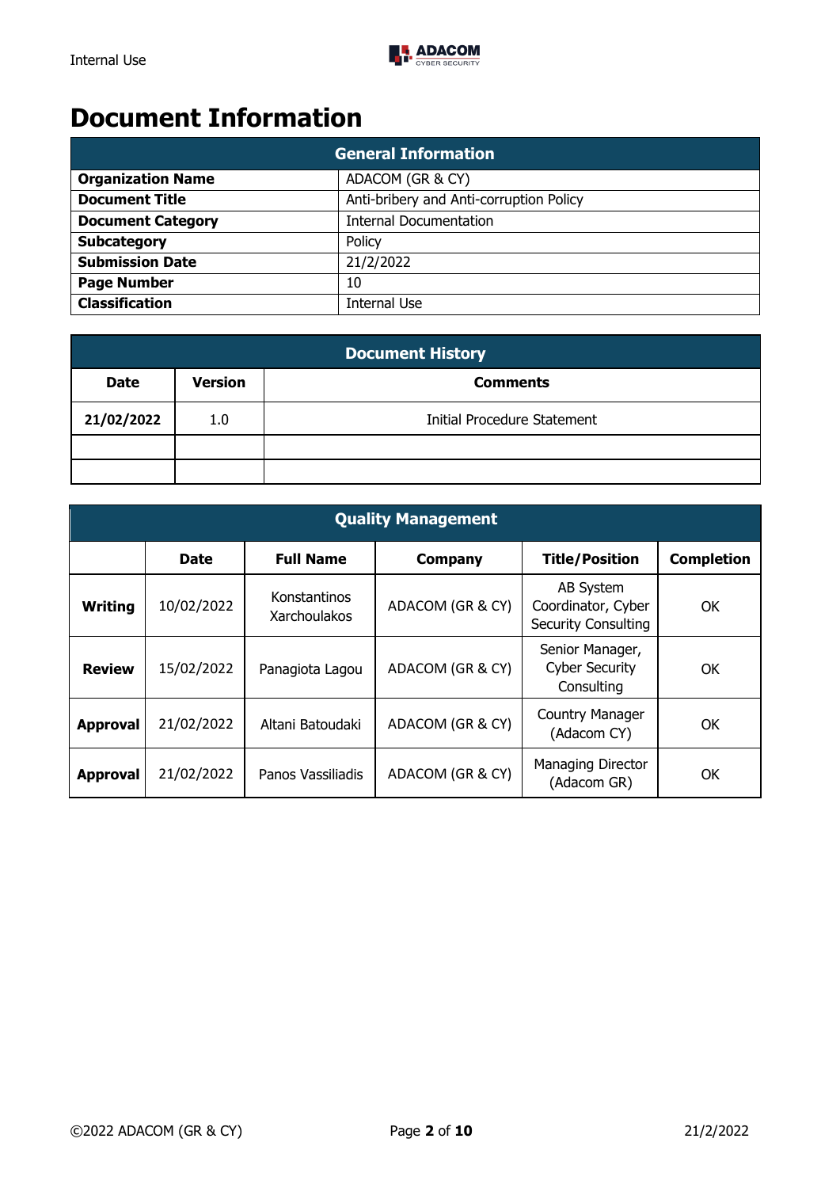# Document Information

| General Information | |
|---|---|
| **Organization Name** | ADACOM (GR & CY) |
| **Document Title** | Anti-bribery and Anti-corruption Policy |
| **Document Category** | Internal Documentation |
| **Subcategory** | Policy |
| **Submission Date** | 21/2/2022 |
| **Page Number** | 10 |
| **Classification** | Internal Use |

| Document History | | |
|---|---|---|
| **Date** | **Version** | **Comments** |
| **21/02/2022** | 1.0 | Initial Procedure Statement |
| | | |
| | | |

| Quality Management | | | | | |
|---|---|---|---|---|---|
| | **Date** | **Full Name** | **Company** | **Title/Position** | **Completion** |
| **Writing** | 10/02/2022 | Konstantinos Xarchoulakos | ADACOM (GR & CY) | AB System Coordinator, Cyber Security Consulting | OK |
| **Review** | 15/02/2022 | Panagiota Lagou | ADACOM (GR & CY) | Senior Manager, Cyber Security Consulting | OK |
| **Approval** | 21/02/2022 | Altani Batoudaki | ADACOM (GR & CY) | Country Manager (Adacom CY) | OK |
| **Approval** | 21/02/2022 | Panos Vassiliadis | ADACOM (GR & CY) | Managing Director (Adacom GR) | OK |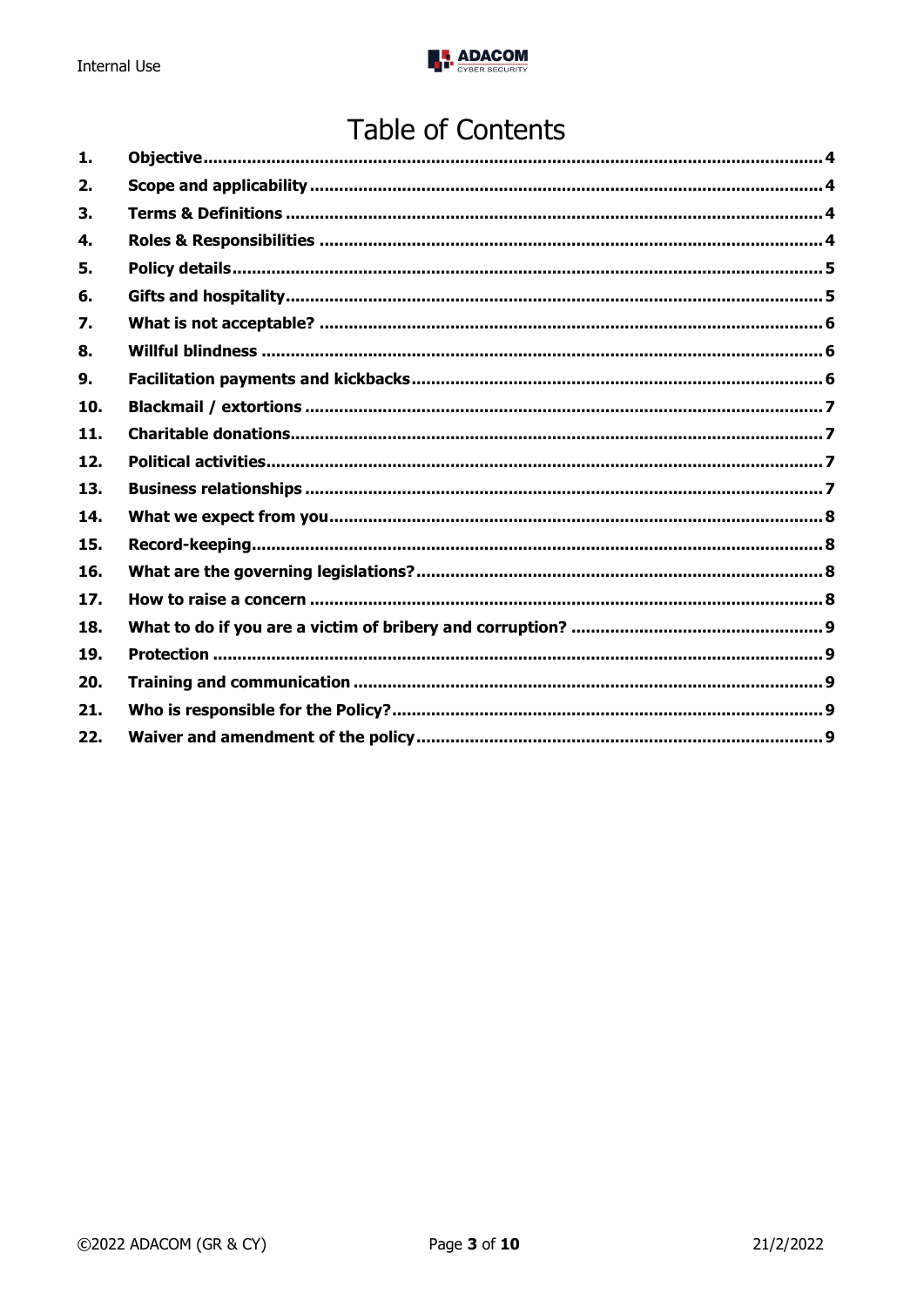# Table of Contents

1. **Objective** .......... 4
2. **Scope and applicability** .......... 4
3. **Terms & Definitions** .......... 4
4. **Roles & Responsibilities** .......... 4
5. **Policy details** .......... 5
6. **Gifts and hospitality** .......... 5
7. **What is not acceptable?** .......... 6
8. **Willful blindness** .......... 6
9. **Facilitation payments and kickbacks** .......... 6
10. **Blackmail / extortions** .......... 7
11. **Charitable donations** .......... 7
12. **Political activities** .......... 7
13. **Business relationships** .......... 7
14. **What we expect from you** .......... 8
15. **Record-keeping** .......... 8
16. **What are the governing legislations?** .......... 8
17. **How to raise a concern** .......... 8
18. **What to do if you are a victim of bribery and corruption?** .......... 9
19. **Protection** .......... 9
20. **Training and communication** .......... 9
21. **Who is responsible for the Policy?** .......... 9
22. **Waiver and amendment of the policy** .......... 9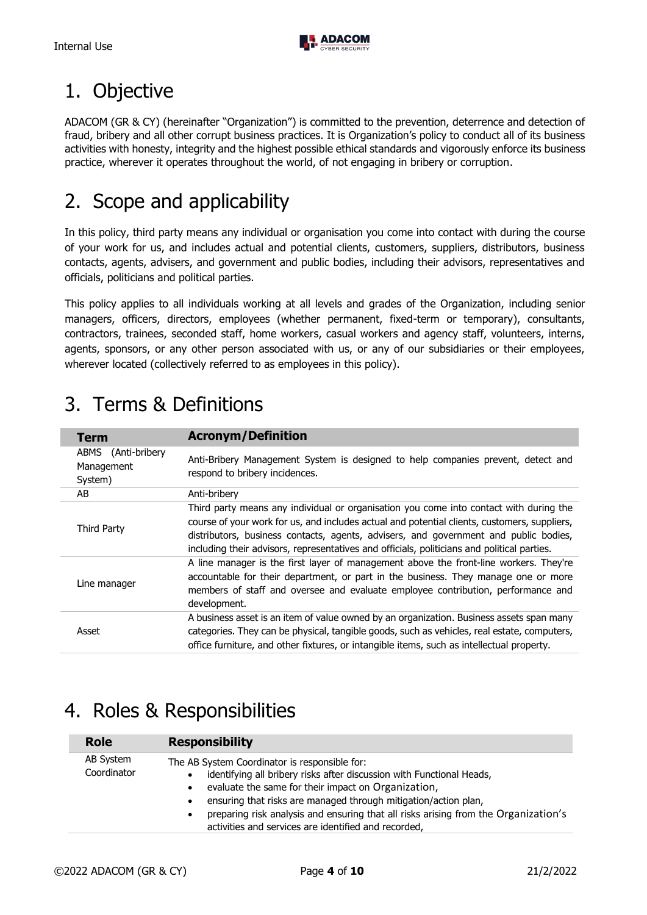# 1. Objective

ADACOM (GR & CY) (hereinafter "Organization") is committed to the prevention, deterrence and detection of fraud, bribery and all other corrupt business practices. It is Organization's policy to conduct all of its business activities with honesty, integrity and the highest possible ethical standards and vigorously enforce its business practice, wherever it operates throughout the world, of not engaging in bribery or corruption.

# 2. Scope and applicability

In this policy, third party means any individual or organisation you come into contact with during the course of your work for us, and includes actual and potential clients, customers, suppliers, distributors, business contacts, agents, advisers, and government and public bodies, including their advisors, representatives and officials, politicians and political parties.

This policy applies to all individuals working at all levels and grades of the Organization, including senior managers, officers, directors, employees (whether permanent, fixed-term or temporary), consultants, contractors, trainees, seconded staff, home workers, casual workers and agency staff, volunteers, interns, agents, sponsors, or any other person associated with us, or any of our subsidiaries or their employees, wherever located (collectively referred to as employees in this policy).

# 3. Terms & Definitions

| Term | Acronym/Definition |
|---|---|
| ABMS (Anti-bribery Management System) | Anti-Bribery Management System is designed to help companies prevent, detect and respond to bribery incidences. |
| AB | Anti-bribery |
| Third Party | Third party means any individual or organisation you come into contact with during the course of your work for us, and includes actual and potential clients, customers, suppliers, distributors, business contacts, agents, advisers, and government and public bodies, including their advisors, representatives and officials, politicians and political parties. |
| Line manager | A line manager is the first layer of management above the front-line workers. They're accountable for their department, or part in the business. They manage one or more members of staff and oversee and evaluate employee contribution, performance and development. |
| Asset | A business asset is an item of value owned by an organization. Business assets span many categories. They can be physical, tangible goods, such as vehicles, real estate, computers, office furniture, and other fixtures, or intangible items, such as intellectual property. |

# 4. Roles & Responsibilities

| Role | Responsibility |
|---|---|
| AB System Coordinator | The AB System Coordinator is responsible for:<br>• identifying all bribery risks after discussion with Functional Heads,<br>• evaluate the same for their impact on Organization,<br>• ensuring that risks are managed through mitigation/action plan,<br>• preparing risk analysis and ensuring that all risks arising from the Organization's activities and services are identified and recorded, |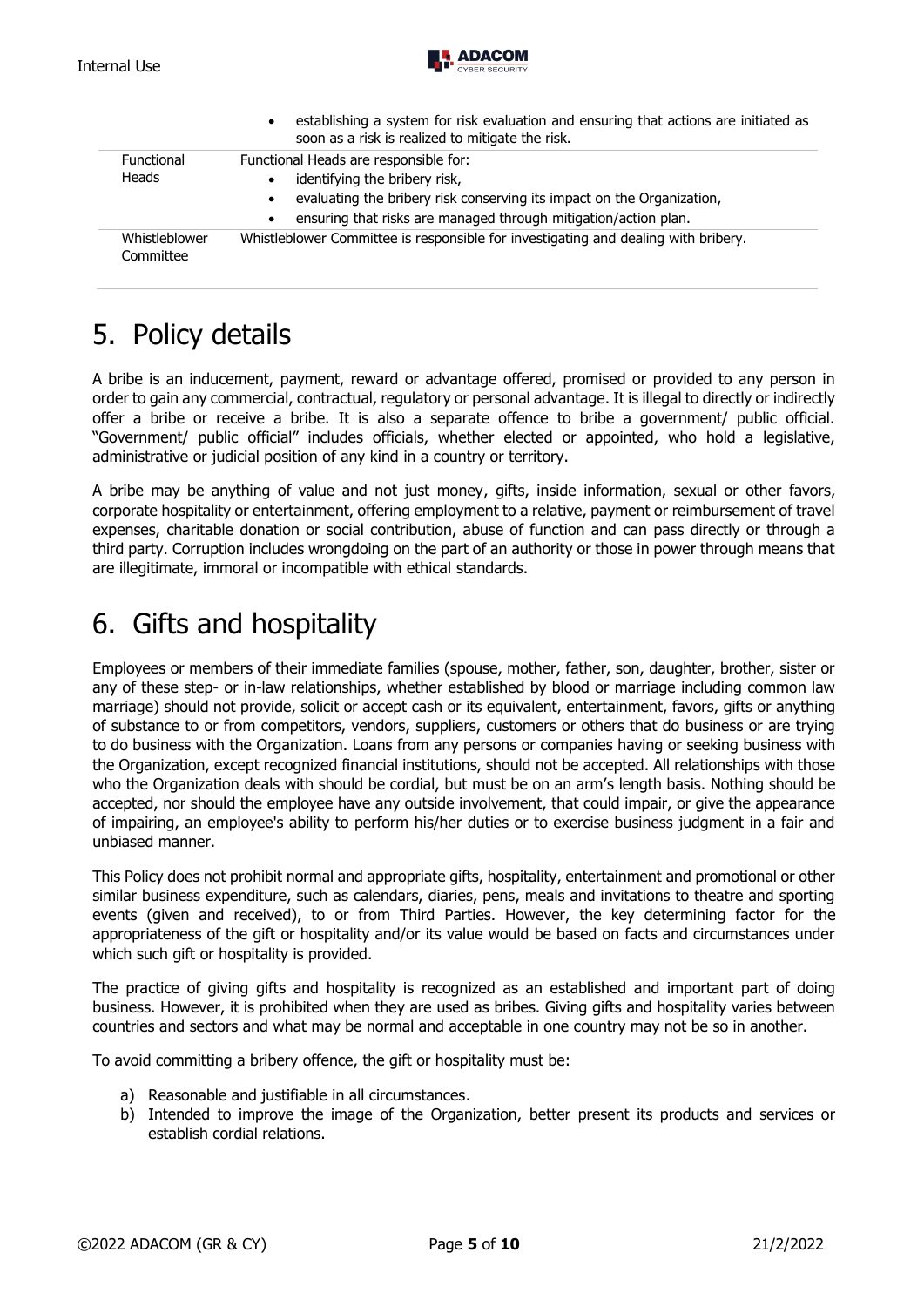| | |
|---|---|
| | • establishing a system for risk evaluation and ensuring that actions are initiated as soon as a risk is realized to mitigate the risk. |
| Functional Heads | Functional Heads are responsible for:<br>• identifying the bribery risk,<br>• evaluating the bribery risk conserving its impact on the Organization,<br>• ensuring that risks are managed through mitigation/action plan. |
| Whistleblower Committee | Whistleblower Committee is responsible for investigating and dealing with bribery. |

# 5. Policy details

A bribe is an inducement, payment, reward or advantage offered, promised or provided to any person in order to gain any commercial, contractual, regulatory or personal advantage. It is illegal to directly or indirectly offer a bribe or receive a bribe. It is also a separate offence to bribe a government/ public official. "Government/ public official" includes officials, whether elected or appointed, who hold a legislative, administrative or judicial position of any kind in a country or territory.

A bribe may be anything of value and not just money, gifts, inside information, sexual or other favors, corporate hospitality or entertainment, offering employment to a relative, payment or reimbursement of travel expenses, charitable donation or social contribution, abuse of function and can pass directly or through a third party. Corruption includes wrongdoing on the part of an authority or those in power through means that are illegitimate, immoral or incompatible with ethical standards.

# 6. Gifts and hospitality

Employees or members of their immediate families (spouse, mother, father, son, daughter, brother, sister or any of these step- or in-law relationships, whether established by blood or marriage including common law marriage) should not provide, solicit or accept cash or its equivalent, entertainment, favors, gifts or anything of substance to or from competitors, vendors, suppliers, customers or others that do business or are trying to do business with the Organization. Loans from any persons or companies having or seeking business with the Organization, except recognized financial institutions, should not be accepted. All relationships with those who the Organization deals with should be cordial, but must be on an arm's length basis. Nothing should be accepted, nor should the employee have any outside involvement, that could impair, or give the appearance of impairing, an employee's ability to perform his/her duties or to exercise business judgment in a fair and unbiased manner.

This Policy does not prohibit normal and appropriate gifts, hospitality, entertainment and promotional or other similar business expenditure, such as calendars, diaries, pens, meals and invitations to theatre and sporting events (given and received), to or from Third Parties. However, the key determining factor for the appropriateness of the gift or hospitality and/or its value would be based on facts and circumstances under which such gift or hospitality is provided.

The practice of giving gifts and hospitality is recognized as an established and important part of doing business. However, it is prohibited when they are used as bribes. Giving gifts and hospitality varies between countries and sectors and what may be normal and acceptable in one country may not be so in another.

To avoid committing a bribery offence, the gift or hospitality must be:

a) Reasonable and justifiable in all circumstances.
b) Intended to improve the image of the Organization, better present its products and services or establish cordial relations.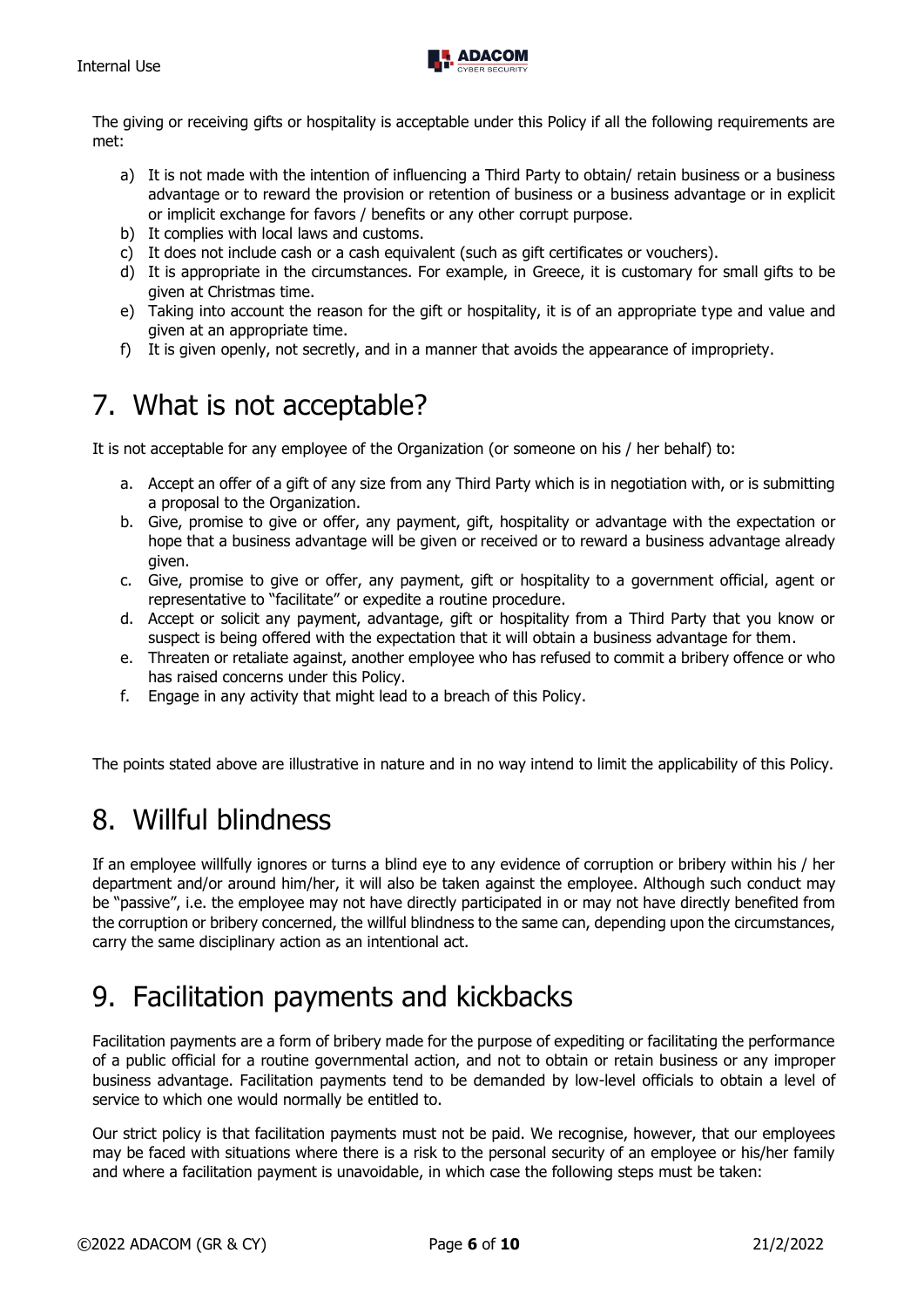The giving or receiving gifts or hospitality is acceptable under this Policy if all the following requirements are met:

a) It is not made with the intention of influencing a Third Party to obtain/ retain business or a business advantage or to reward the provision or retention of business or a business advantage or in explicit or implicit exchange for favors / benefits or any other corrupt purpose.
b) It complies with local laws and customs.
c) It does not include cash or a cash equivalent (such as gift certificates or vouchers).
d) It is appropriate in the circumstances. For example, in Greece, it is customary for small gifts to be given at Christmas time.
e) Taking into account the reason for the gift or hospitality, it is of an appropriate type and value and given at an appropriate time.
f) It is given openly, not secretly, and in a manner that avoids the appearance of impropriety.

# 7. What is not acceptable?

It is not acceptable for any employee of the Organization (or someone on his / her behalf) to:

a. Accept an offer of a gift of any size from any Third Party which is in negotiation with, or is submitting a proposal to the Organization.
b. Give, promise to give or offer, any payment, gift, hospitality or advantage with the expectation or hope that a business advantage will be given or received or to reward a business advantage already given.
c. Give, promise to give or offer, any payment, gift or hospitality to a government official, agent or representative to "facilitate" or expedite a routine procedure.
d. Accept or solicit any payment, advantage, gift or hospitality from a Third Party that you know or suspect is being offered with the expectation that it will obtain a business advantage for them.
e. Threaten or retaliate against, another employee who has refused to commit a bribery offence or who has raised concerns under this Policy.
f. Engage in any activity that might lead to a breach of this Policy.

The points stated above are illustrative in nature and in no way intend to limit the applicability of this Policy.

# 8. Willful blindness

If an employee willfully ignores or turns a blind eye to any evidence of corruption or bribery within his / her department and/or around him/her, it will also be taken against the employee. Although such conduct may be "passive", i.e. the employee may not have directly participated in or may not have directly benefited from the corruption or bribery concerned, the willful blindness to the same can, depending upon the circumstances, carry the same disciplinary action as an intentional act.

# 9. Facilitation payments and kickbacks

Facilitation payments are a form of bribery made for the purpose of expediting or facilitating the performance of a public official for a routine governmental action, and not to obtain or retain business or any improper business advantage. Facilitation payments tend to be demanded by low-level officials to obtain a level of service to which one would normally be entitled to.

Our strict policy is that facilitation payments must not be paid. We recognise, however, that our employees may be faced with situations where there is a risk to the personal security of an employee or his/her family and where a facilitation payment is unavoidable, in which case the following steps must be taken: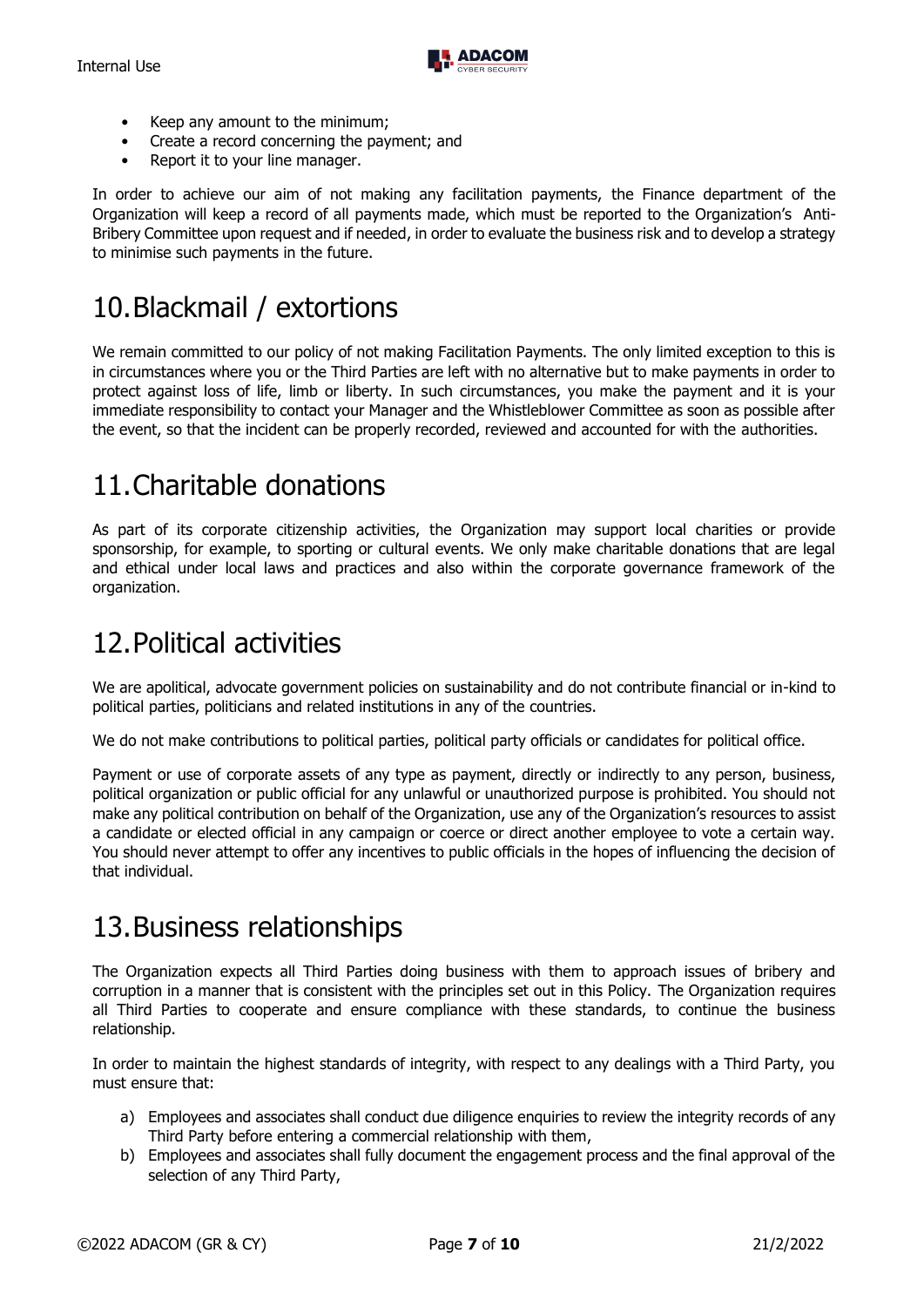- Keep any amount to the minimum;
- Create a record concerning the payment; and
- Report it to your line manager.

In order to achieve our aim of not making any facilitation payments, the Finance department of the Organization will keep a record of all payments made, which must be reported to the Organization's Anti-Bribery Committee upon request and if needed, in order to evaluate the business risk and to develop a strategy to minimise such payments in the future.

# 10. Blackmail / extortions

We remain committed to our policy of not making Facilitation Payments. The only limited exception to this is in circumstances where you or the Third Parties are left with no alternative but to make payments in order to protect against loss of life, limb or liberty. In such circumstances, you make the payment and it is your immediate responsibility to contact your Manager and the Whistleblower Committee as soon as possible after the event, so that the incident can be properly recorded, reviewed and accounted for with the authorities.

# 11. Charitable donations

As part of its corporate citizenship activities, the Organization may support local charities or provide sponsorship, for example, to sporting or cultural events. We only make charitable donations that are legal and ethical under local laws and practices and also within the corporate governance framework of the organization.

# 12. Political activities

We are apolitical, advocate government policies on sustainability and do not contribute financial or in-kind to political parties, politicians and related institutions in any of the countries.

We do not make contributions to political parties, political party officials or candidates for political office.

Payment or use of corporate assets of any type as payment, directly or indirectly to any person, business, political organization or public official for any unlawful or unauthorized purpose is prohibited. You should not make any political contribution on behalf of the Organization, use any of the Organization's resources to assist a candidate or elected official in any campaign or coerce or direct another employee to vote a certain way. You should never attempt to offer any incentives to public officials in the hopes of influencing the decision of that individual.

# 13. Business relationships

The Organization expects all Third Parties doing business with them to approach issues of bribery and corruption in a manner that is consistent with the principles set out in this Policy. The Organization requires all Third Parties to cooperate and ensure compliance with these standards, to continue the business relationship.

In order to maintain the highest standards of integrity, with respect to any dealings with a Third Party, you must ensure that:

a) Employees and associates shall conduct due diligence enquiries to review the integrity records of any Third Party before entering a commercial relationship with them,
b) Employees and associates shall fully document the engagement process and the final approval of the selection of any Third Party,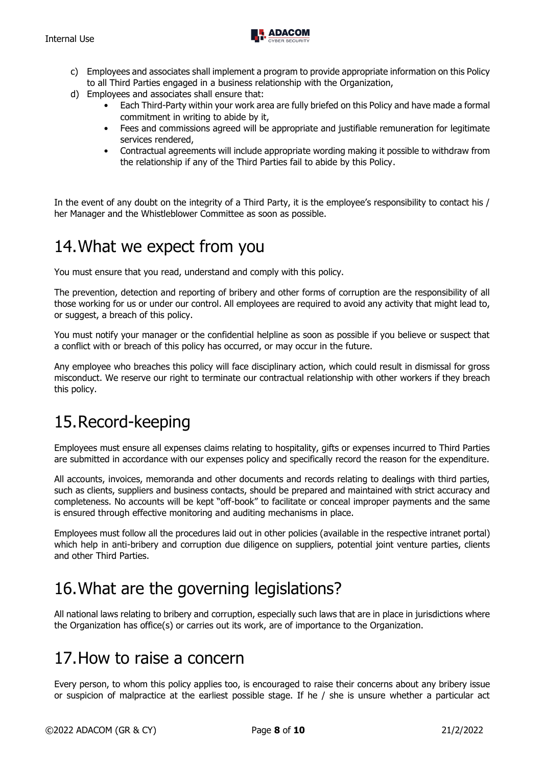c) Employees and associates shall implement a program to provide appropriate information on this Policy to all Third Parties engaged in a business relationship with the Organization,

d) Employees and associates shall ensure that:
   - Each Third-Party within your work area are fully briefed on this Policy and have made a formal commitment in writing to abide by it,
   - Fees and commissions agreed will be appropriate and justifiable remuneration for legitimate services rendered,
   - Contractual agreements will include appropriate wording making it possible to withdraw from the relationship if any of the Third Parties fail to abide by this Policy.

In the event of any doubt on the integrity of a Third Party, it is the employee's responsibility to contact his / her Manager and the Whistleblower Committee as soon as possible.

# 14. What we expect from you

You must ensure that you read, understand and comply with this policy.

The prevention, detection and reporting of bribery and other forms of corruption are the responsibility of all those working for us or under our control. All employees are required to avoid any activity that might lead to, or suggest, a breach of this policy.

You must notify your manager or the confidential helpline as soon as possible if you believe or suspect that a conflict with or breach of this policy has occurred, or may occur in the future.

Any employee who breaches this policy will face disciplinary action, which could result in dismissal for gross misconduct. We reserve our right to terminate our contractual relationship with other workers if they breach this policy.

# 15. Record-keeping

Employees must ensure all expenses claims relating to hospitality, gifts or expenses incurred to Third Parties are submitted in accordance with our expenses policy and specifically record the reason for the expenditure.

All accounts, invoices, memoranda and other documents and records relating to dealings with third parties, such as clients, suppliers and business contacts, should be prepared and maintained with strict accuracy and completeness. No accounts will be kept "off-book" to facilitate or conceal improper payments and the same is ensured through effective monitoring and auditing mechanisms in place.

Employees must follow all the procedures laid out in other policies (available in the respective intranet portal) which help in anti-bribery and corruption due diligence on suppliers, potential joint venture parties, clients and other Third Parties.

# 16. What are the governing legislations?

All national laws relating to bribery and corruption, especially such laws that are in place in jurisdictions where the Organization has office(s) or carries out its work, are of importance to the Organization.

# 17. How to raise a concern

Every person, to whom this policy applies too, is encouraged to raise their concerns about any bribery issue or suspicion of malpractice at the earliest possible stage. If he / she is unsure whether a particular act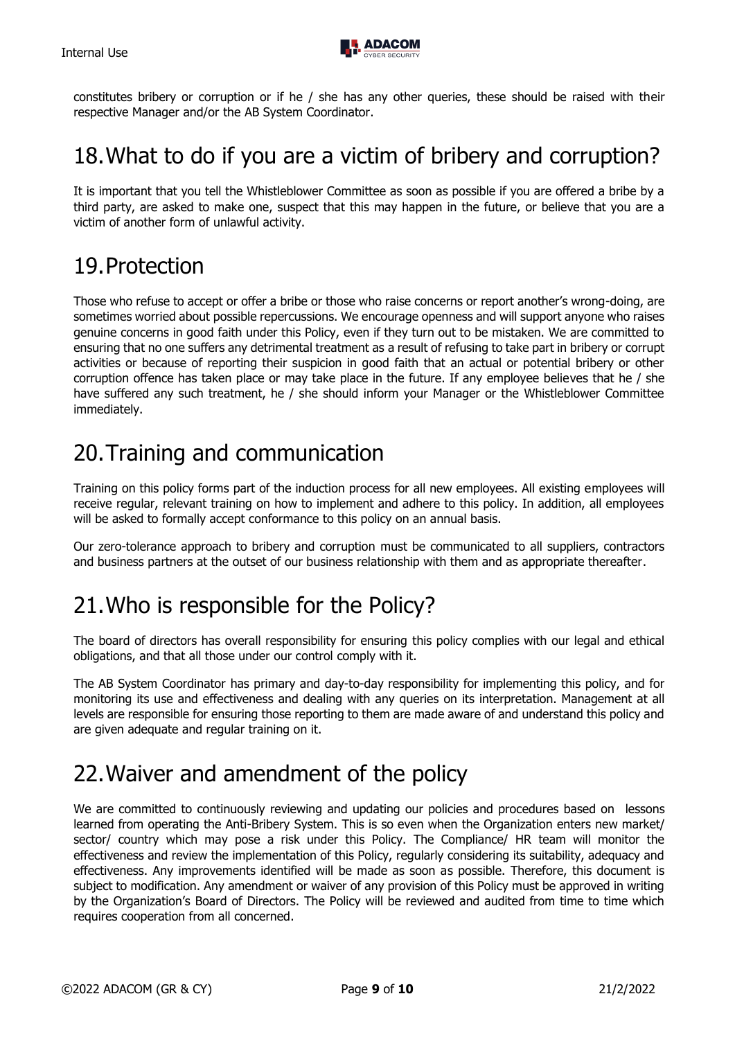constitutes bribery or corruption or if he / she has any other queries, these should be raised with their respective Manager and/or the AB System Coordinator.

# 18. What to do if you are a victim of bribery and corruption?

It is important that you tell the Whistleblower Committee as soon as possible if you are offered a bribe by a third party, are asked to make one, suspect that this may happen in the future, or believe that you are a victim of another form of unlawful activity.

# 19. Protection

Those who refuse to accept or offer a bribe or those who raise concerns or report another's wrong-doing, are sometimes worried about possible repercussions. We encourage openness and will support anyone who raises genuine concerns in good faith under this Policy, even if they turn out to be mistaken. We are committed to ensuring that no one suffers any detrimental treatment as a result of refusing to take part in bribery or corrupt activities or because of reporting their suspicion in good faith that an actual or potential bribery or other corruption offence has taken place or may take place in the future. If any employee believes that he / she have suffered any such treatment, he / she should inform your Manager or the Whistleblower Committee immediately.

# 20. Training and communication

Training on this policy forms part of the induction process for all new employees. All existing employees will receive regular, relevant training on how to implement and adhere to this policy. In addition, all employees will be asked to formally accept conformance to this policy on an annual basis.

Our zero-tolerance approach to bribery and corruption must be communicated to all suppliers, contractors and business partners at the outset of our business relationship with them and as appropriate thereafter.

# 21. Who is responsible for the Policy?

The board of directors has overall responsibility for ensuring this policy complies with our legal and ethical obligations, and that all those under our control comply with it.

The AB System Coordinator has primary and day-to-day responsibility for implementing this policy, and for monitoring its use and effectiveness and dealing with any queries on its interpretation. Management at all levels are responsible for ensuring those reporting to them are made aware of and understand this policy and are given adequate and regular training on it.

# 22. Waiver and amendment of the policy

We are committed to continuously reviewing and updating our policies and procedures based on lessons learned from operating the Anti-Bribery System. This is so even when the Organization enters new market/ sector/ country which may pose a risk under this Policy. The Compliance/ HR team will monitor the effectiveness and review the implementation of this Policy, regularly considering its suitability, adequacy and effectiveness. Any improvements identified will be made as soon as possible. Therefore, this document is subject to modification. Any amendment or waiver of any provision of this Policy must be approved in writing by the Organization's Board of Directors. The Policy will be reviewed and audited from time to time which requires cooperation from all concerned.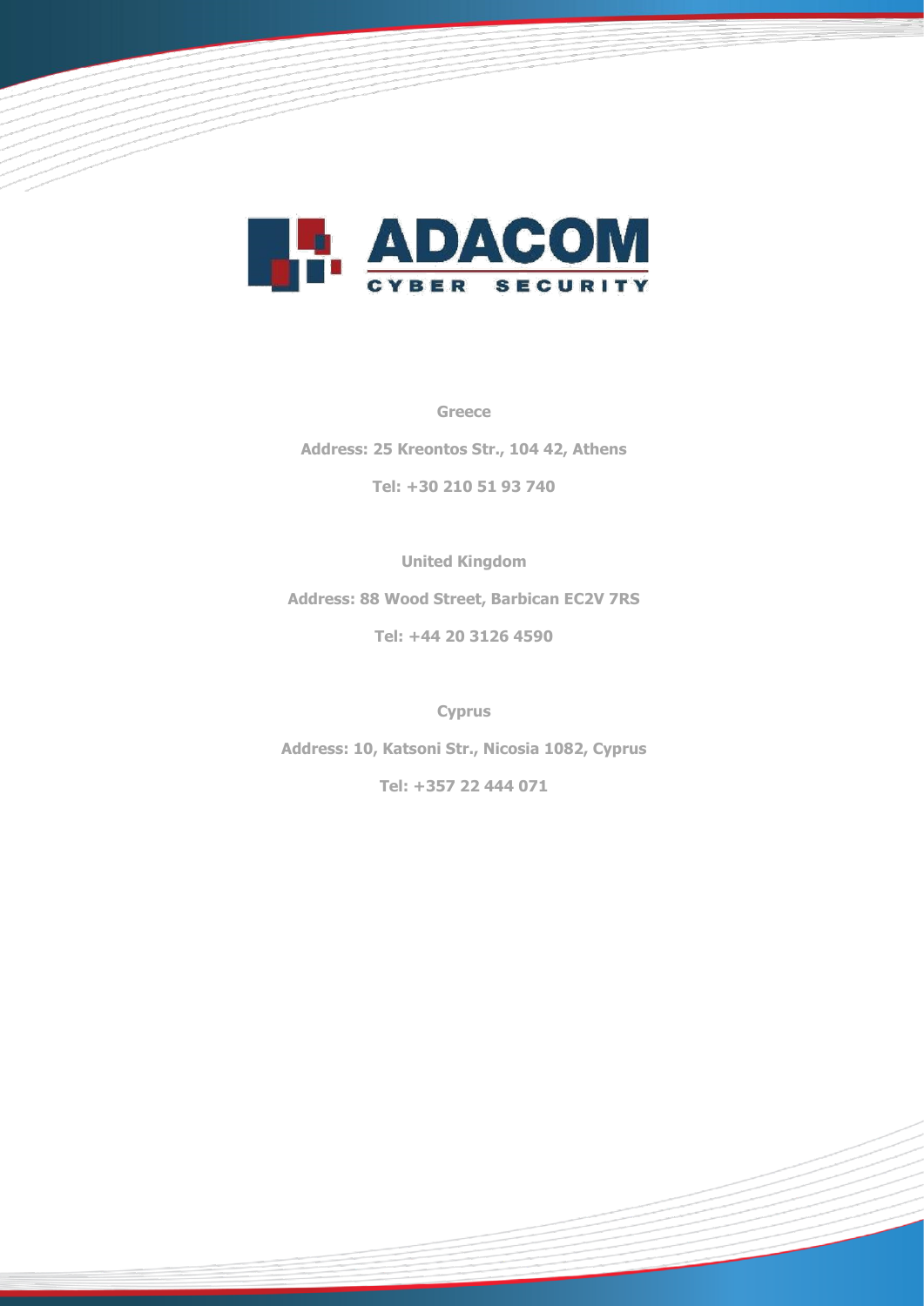ADACOM

CYBER SECURITY

**Greece**

**Address: 25 Kreontos Str., 104 42, Athens**

**Tel: +30 210 51 93 740**

**United Kingdom**

**Address: 88 Wood Street, Barbican EC2V 7RS**

**Tel: +44 20 3126 4590**

**Cyprus**

**Address: 10, Katsoni Str., Nicosia 1082, Cyprus**

**Tel: +357 22 444 071**